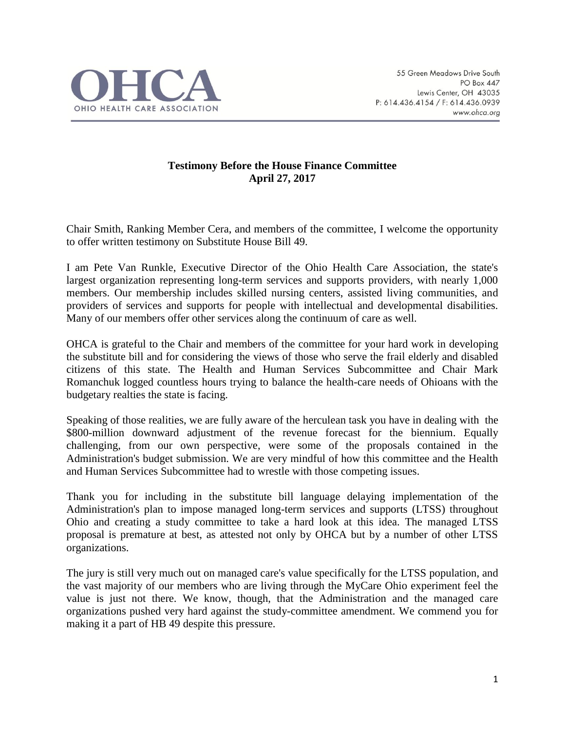OHCA

OHIO HEALTH CARE ASSOCIATION

55 Green Meadows Drive South
PO Box 447
Lewis Center, OH 43035
P: 614.436.4154 / F: 614.436.0939
www.ohca.org

**Testimony Before the House Finance Committee**
**April 27, 2017**

Chair Smith, Ranking Member Cera, and members of the committee, I welcome the opportunity to offer written testimony on Substitute House Bill 49.

I am Pete Van Runkle, Executive Director of the Ohio Health Care Association, the state's largest organization representing long-term services and supports providers, with nearly 1,000 members. Our membership includes skilled nursing centers, assisted living communities, and providers of services and supports for people with intellectual and developmental disabilities. Many of our members offer other services along the continuum of care as well.

OHCA is grateful to the Chair and members of the committee for your hard work in developing the substitute bill and for considering the views of those who serve the frail elderly and disabled citizens of this state. The Health and Human Services Subcommittee and Chair Mark Romanchuk logged countless hours trying to balance the health-care needs of Ohioans with the budgetary realties the state is facing.

Speaking of those realities, we are fully aware of the herculean task you have in dealing with the \$800-million downward adjustment of the revenue forecast for the biennium. Equally challenging, from our own perspective, were some of the proposals contained in the Administration's budget submission. We are very mindful of how this committee and the Health and Human Services Subcommittee had to wrestle with those competing issues.

Thank you for including in the substitute bill language delaying implementation of the Administration's plan to impose managed long-term services and supports (LTSS) throughout Ohio and creating a study committee to take a hard look at this idea. The managed LTSS proposal is premature at best, as attested not only by OHCA but by a number of other LTSS organizations.

The jury is still very much out on managed care's value specifically for the LTSS population, and the vast majority of our members who are living through the MyCare Ohio experiment feel the value is just not there. We know, though, that the Administration and the managed care organizations pushed very hard against the study-committee amendment. We commend you for making it a part of HB 49 despite this pressure.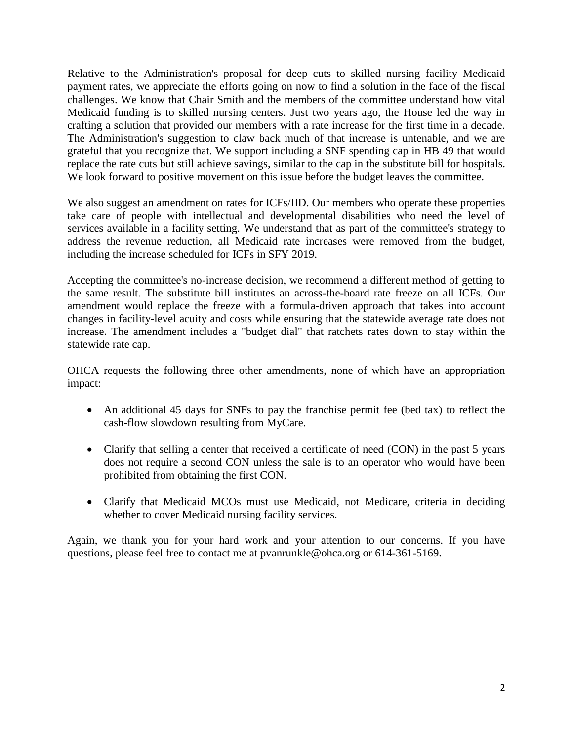Relative to the Administration's proposal for deep cuts to skilled nursing facility Medicaid payment rates, we appreciate the efforts going on now to find a solution in the face of the fiscal challenges. We know that Chair Smith and the members of the committee understand how vital Medicaid funding is to skilled nursing centers. Just two years ago, the House led the way in crafting a solution that provided our members with a rate increase for the first time in a decade. The Administration's suggestion to claw back much of that increase is untenable, and we are grateful that you recognize that. We support including a SNF spending cap in HB 49 that would replace the rate cuts but still achieve savings, similar to the cap in the substitute bill for hospitals. We look forward to positive movement on this issue before the budget leaves the committee.

We also suggest an amendment on rates for ICFs/IID. Our members who operate these properties take care of people with intellectual and developmental disabilities who need the level of services available in a facility setting. We understand that as part of the committee's strategy to address the revenue reduction, all Medicaid rate increases were removed from the budget, including the increase scheduled for ICFs in SFY 2019.

Accepting the committee's no-increase decision, we recommend a different method of getting to the same result. The substitute bill institutes an across-the-board rate freeze on all ICFs. Our amendment would replace the freeze with a formula-driven approach that takes into account changes in facility-level acuity and costs while ensuring that the statewide average rate does not increase. The amendment includes a "budget dial" that ratchets rates down to stay within the statewide rate cap.

OHCA requests the following three other amendments, none of which have an appropriation impact:

- An additional 45 days for SNFs to pay the franchise permit fee (bed tax) to reflect the cash-flow slowdown resulting from MyCare.
- Clarify that selling a center that received a certificate of need (CON) in the past 5 years does not require a second CON unless the sale is to an operator who would have been prohibited from obtaining the first CON.
- Clarify that Medicaid MCOs must use Medicaid, not Medicare, criteria in deciding whether to cover Medicaid nursing facility services.

Again, we thank you for your hard work and your attention to our concerns. If you have questions, please feel free to contact me at pvanrunkle@ohca.org or 614-361-5169.